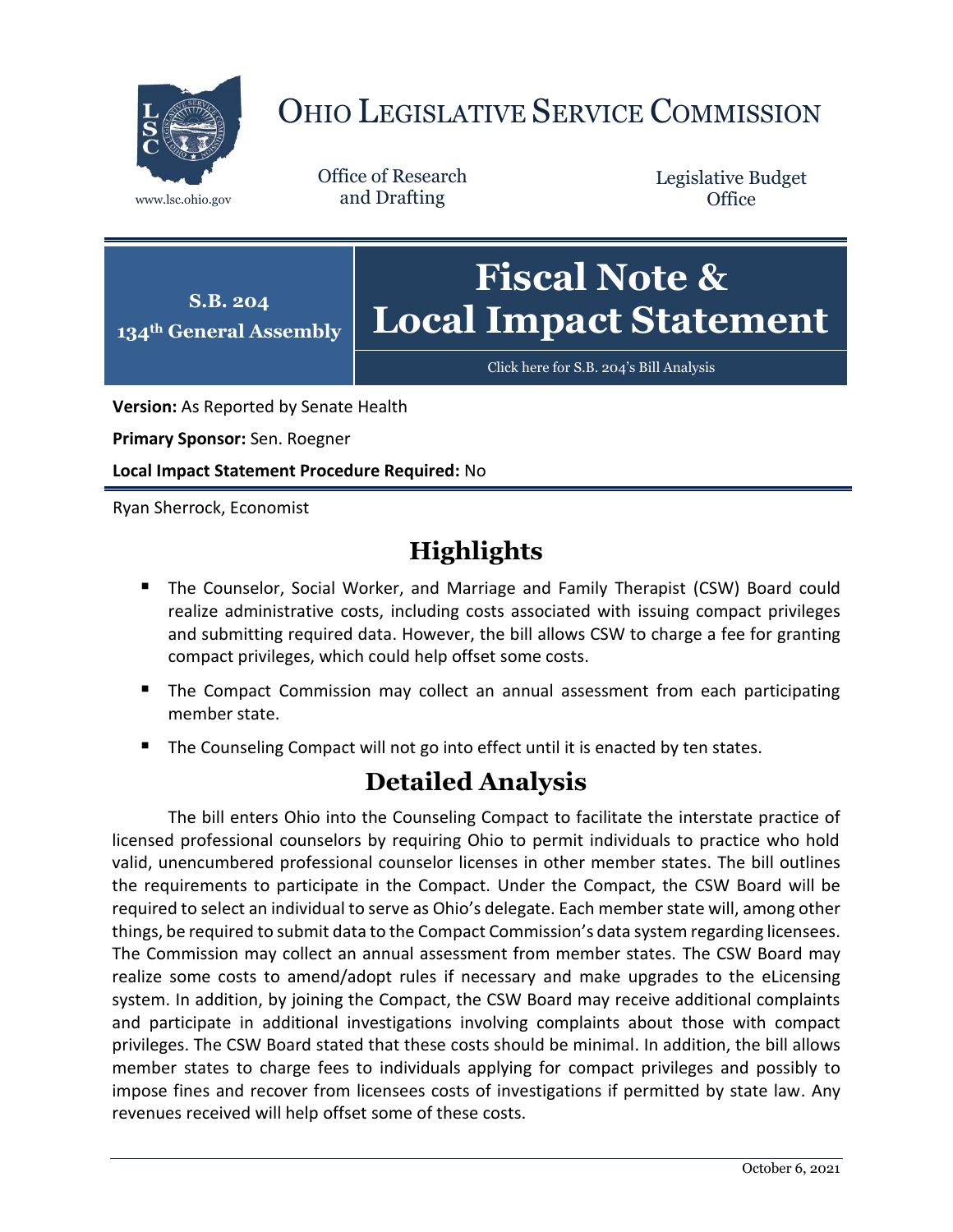# OHIO LEGISLATIVE SERVICE COMMISSION

www.lsc.ohio.gov

Office of Research and Drafting

Legislative Budget Office

**S.B. 204**
**134th General Assembly**

# Fiscal Note & Local Impact Statement

Click here for S.B. 204's Bill Analysis

**Version:** As Reported by Senate Health

**Primary Sponsor:** Sen. Roegner

**Local Impact Statement Procedure Required:** No

Ryan Sherrock, Economist

## Highlights

- The Counselor, Social Worker, and Marriage and Family Therapist (CSW) Board could realize administrative costs, including costs associated with issuing compact privileges and submitting required data. However, the bill allows CSW to charge a fee for granting compact privileges, which could help offset some costs.
- The Compact Commission may collect an annual assessment from each participating member state.
- The Counseling Compact will not go into effect until it is enacted by ten states.

## Detailed Analysis

The bill enters Ohio into the Counseling Compact to facilitate the interstate practice of licensed professional counselors by requiring Ohio to permit individuals to practice who hold valid, unencumbered professional counselor licenses in other member states. The bill outlines the requirements to participate in the Compact. Under the Compact, the CSW Board will be required to select an individual to serve as Ohio's delegate. Each member state will, among other things, be required to submit data to the Compact Commission's data system regarding licensees. The Commission may collect an annual assessment from member states. The CSW Board may realize some costs to amend/adopt rules if necessary and make upgrades to the eLicensing system. In addition, by joining the Compact, the CSW Board may receive additional complaints and participate in additional investigations involving complaints about those with compact privileges. The CSW Board stated that these costs should be minimal. In addition, the bill allows member states to charge fees to individuals applying for compact privileges and possibly to impose fines and recover from licensees costs of investigations if permitted by state law. Any revenues received will help offset some of these costs.

October 6, 2021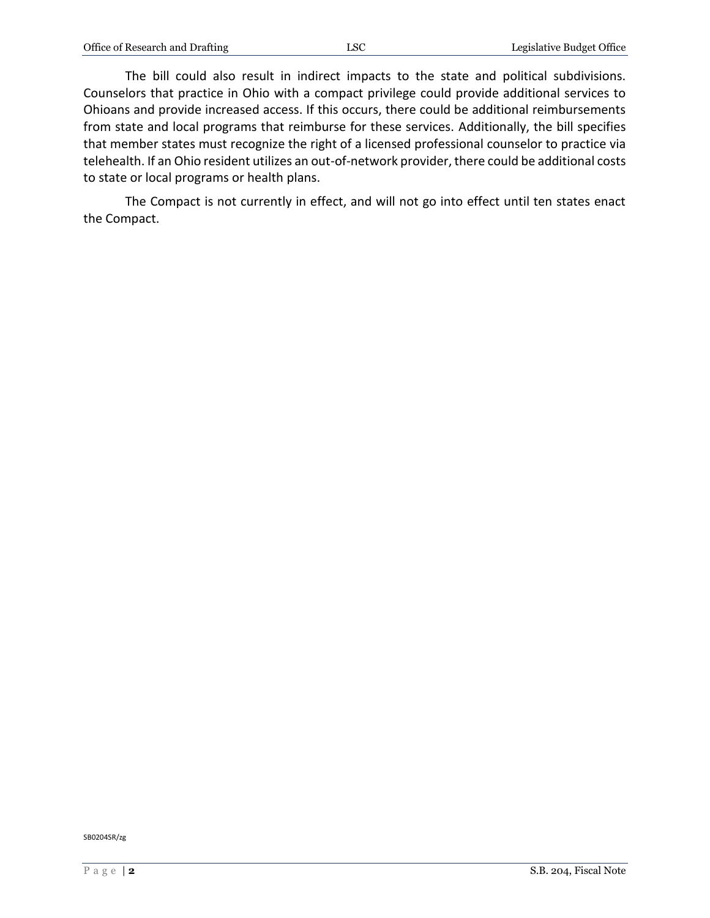The bill could also result in indirect impacts to the state and political subdivisions. Counselors that practice in Ohio with a compact privilege could provide additional services to Ohioans and provide increased access. If this occurs, there could be additional reimbursements from state and local programs that reimburse for these services. Additionally, the bill specifies that member states must recognize the right of a licensed professional counselor to practice via telehealth. If an Ohio resident utilizes an out-of-network provider, there could be additional costs to state or local programs or health plans.

The Compact is not currently in effect, and will not go into effect until ten states enact the Compact.

SB0204SR/zg